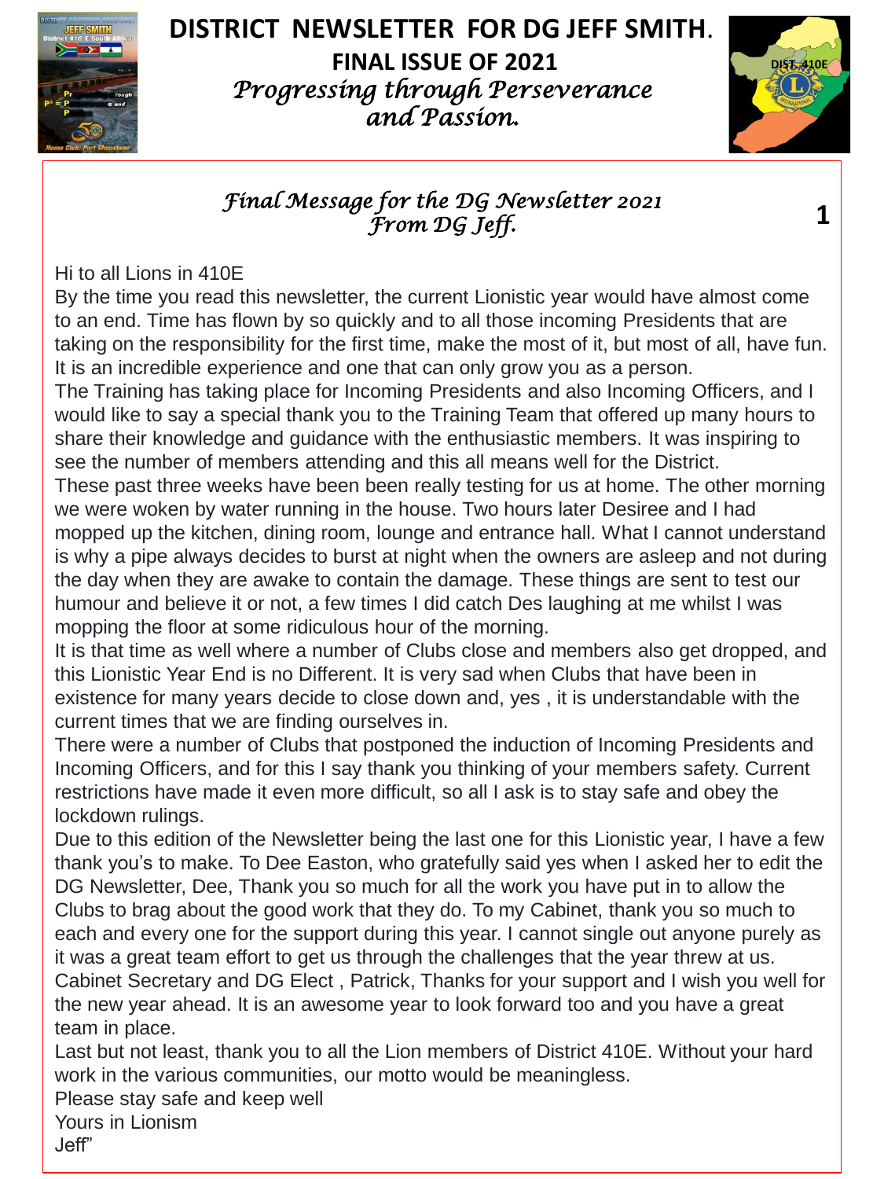# DISTRICT NEWSLETTER FOR DG JEFF SMITH.

## FINAL ISSUE OF 2021

*Progressing through Perseverance and Passion.*

### *Final Message for the DG Newsletter 2021 From DG Jeff.*

Hi to all Lions in 410E

By the time you read this newsletter, the current Lionistic year would have almost come to an end. Time has flown by so quickly and to all those incoming Presidents that are taking on the responsibility for the first time, make the most of it, but most of all, have fun. It is an incredible experience and one that can only grow you as a person.

The Training has taking place for Incoming Presidents and also Incoming Officers, and I would like to say a special thank you to the Training Team that offered up many hours to share their knowledge and guidance with the enthusiastic members. It was inspiring to see the number of members attending and this all means well for the District.

These past three weeks have been been really testing for us at home. The other morning we were woken by water running in the house. Two hours later Desiree and I had mopped up the kitchen, dining room, lounge and entrance hall. What I cannot understand is why a pipe always decides to burst at night when the owners are asleep and not during the day when they are awake to contain the damage. These things are sent to test our humour and believe it or not, a few times I did catch Des laughing at me whilst I was mopping the floor at some ridiculous hour of the morning.

It is that time as well where a number of Clubs close and members also get dropped, and this Lionistic Year End is no Different. It is very sad when Clubs that have been in existence for many years decide to close down and, yes , it is understandable with the current times that we are finding ourselves in.

There were a number of Clubs that postponed the induction of Incoming Presidents and Incoming Officers, and for this I say thank you thinking of your members safety. Current restrictions have made it even more difficult, so all I ask is to stay safe and obey the lockdown rulings.

Due to this edition of the Newsletter being the last one for this Lionistic year, I have a few thank you's to make. To Dee Easton, who gratefully said yes when I asked her to edit the DG Newsletter, Dee, Thank you so much for all the work you have put in to allow the Clubs to brag about the good work that they do. To my Cabinet, thank you so much to each and every one for the support during this year. I cannot single out anyone purely as it was a great team effort to get us through the challenges that the year threw at us. Cabinet Secretary and DG Elect , Patrick, Thanks for your support and I wish you well for the new year ahead. It is an awesome year to look forward too and you have a great team in place.

Last but not least, thank you to all the Lion members of District 410E. Without your hard work in the various communities, our motto would be meaningless.

Please stay safe and keep well

Yours in Lionism

Jeff"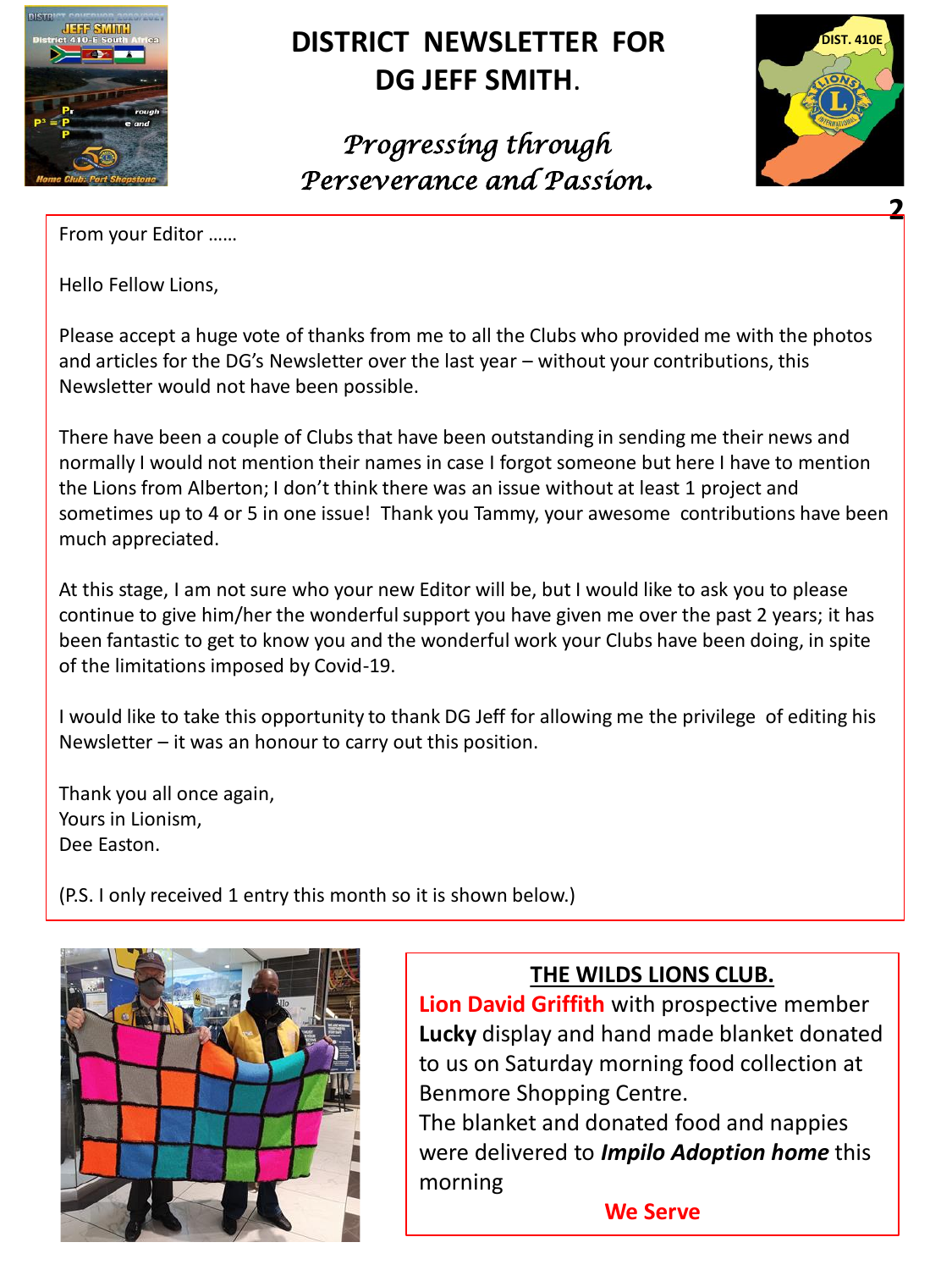# DISTRICT NEWSLETTER FOR DG JEFF SMITH.

*Progressing through Perseverance and Passion.*

From your Editor ……

Hello Fellow Lions,

Please accept a huge vote of thanks from me to all the Clubs who provided me with the photos and articles for the DG's Newsletter over the last year – without your contributions, this Newsletter would not have been possible.

There have been a couple of Clubs that have been outstanding in sending me their news and normally I would not mention their names in case I forgot someone but here I have to mention the Lions from Alberton; I don't think there was an issue without at least 1 project and sometimes up to 4 or 5 in one issue! Thank you Tammy, your awesome contributions have been much appreciated.

At this stage, I am not sure who your new Editor will be, but I would like to ask you to please continue to give him/her the wonderful support you have given me over the past 2 years; it has been fantastic to get to know you and the wonderful work your Clubs have been doing, in spite of the limitations imposed by Covid-19.

I would like to take this opportunity to thank DG Jeff for allowing me the privilege of editing his Newsletter – it was an honour to carry out this position.

Thank you all once again,
Yours in Lionism,
Dee Easton.

(P.S. I only received 1 entry this month so it is shown below.)

## THE WILDS LIONS CLUB.

**Lion David Griffith** with prospective member **Lucky** display and hand made blanket donated to us on Saturday morning food collection at Benmore Shopping Centre.
The blanket and donated food and nappies were delivered to ***Impilo Adoption home*** this morning

**We Serve**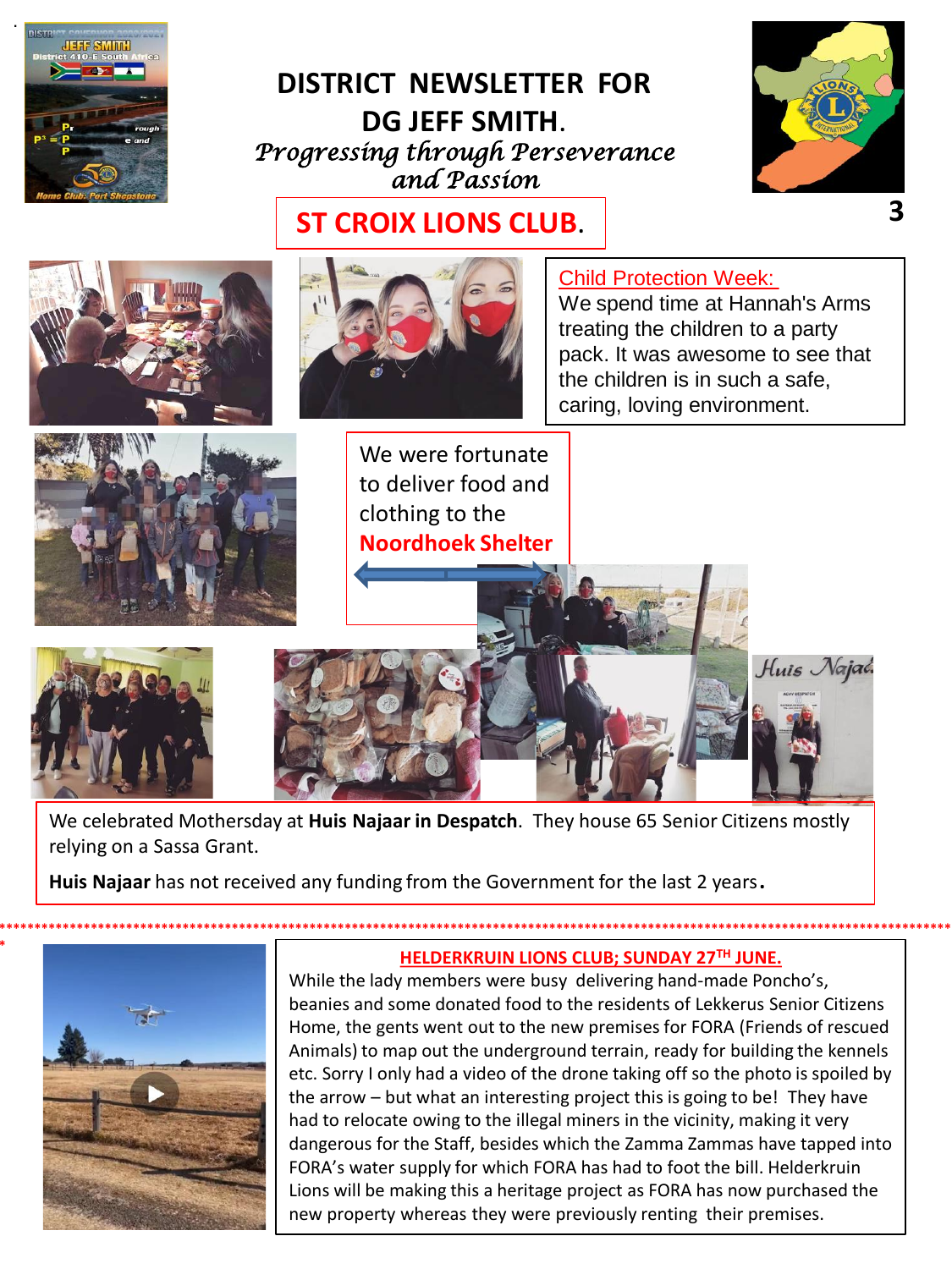# DISTRICT NEWSLETTER FOR DG JEFF SMITH.

*Progressing through Perseverance and Passion*

## ST CROIX LIONS CLUB.

**Child Protection Week:**

We spend time at Hannah's Arms treating the children to a party pack. It was awesome to see that the children is in such a safe, caring, loving environment.

We were fortunate to deliver food and clothing to the **Noordhoek Shelter**

We celebrated Mothersday at **Huis Najaar in Despatch**. They house 65 Senior Citizens mostly relying on a Sassa Grant.

**Huis Najaar** has not received any funding from the Government for the last 2 years.

## HELDERKRUIN LIONS CLUB; SUNDAY 27TH JUNE.

While the lady members were busy delivering hand-made Poncho's, beanies and some donated food to the residents of Lekkerus Senior Citizens Home, the gents went out to the new premises for FORA (Friends of rescued Animals) to map out the underground terrain, ready for building the kennels etc. Sorry I only had a video of the drone taking off so the photo is spoiled by the arrow – but what an interesting project this is going to be! They have had to relocate owing to the illegal miners in the vicinity, making it very dangerous for the Staff, besides which the Zamma Zammas have tapped into FORA's water supply for which FORA has had to foot the bill. Helderkruin Lions will be making this a heritage project as FORA has now purchased the new property whereas they were previously renting their premises.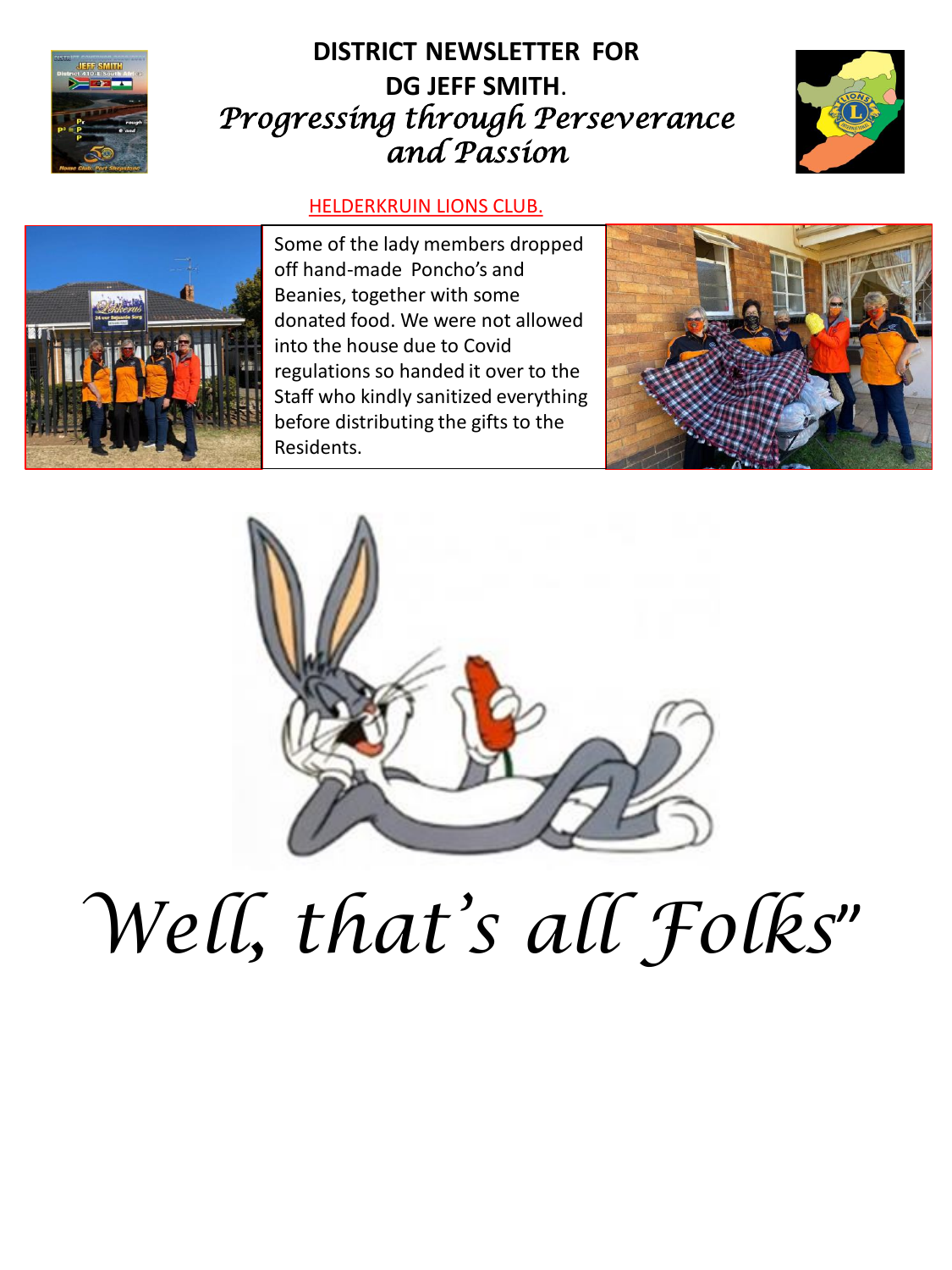**DISTRICT NEWSLETTER FOR DG JEFF SMITH.**

*Progressing through Perseverance and Passion*

HELDERKRUIN LIONS CLUB.

Some of the lady members dropped off hand-made Poncho's and Beanies, together with some donated food. We were not allowed into the house due to Covid regulations so handed it over to the Staff who kindly sanitized everything before distributing the gifts to the Residents.

*Well, that's all Folks"*